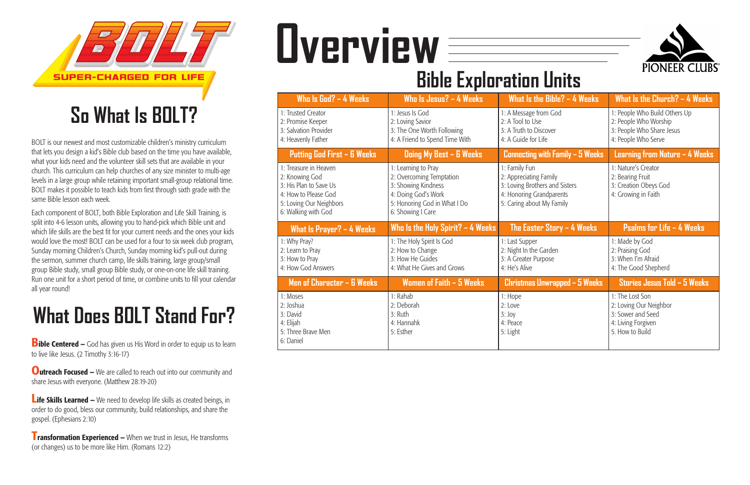BOLT

SUPER-CHARGED FOR LIFE

## So What Is BOLT?

BOLT is our newest and most customizable children's ministry curriculum that lets you design a kid's Bible club based on the time you have available, what your kids need and the volunteer skill sets that are available in your church. This curriculum can help churches of any size minister to multi-age levels in a large group while retaining important small-group relational time. BOLT makes it possible to teach kids from first through sixth grade with the same Bible lesson each week.

Each component of BOLT, both Bible Exploration and Life Skill Training, is split into 4-6 lesson units, allowing you to hand-pick which Bible unit and which life skills are the best fit for your current needs and the ones your kids would love the most! BOLT can be used for a four to six week club program, Sunday morning Children's Church, Sunday morning kid's pull-out during the sermon, summer church camp, life skills training, large group/small group Bible study, small group Bible study, or one-on-one life skill training. Run one unit for a short period of time, or combine units to fill your calendar all year round!

## What Does BOLT Stand For?

**Bible Centered –** God has given us His Word in order to equip us to learn to live like Jesus. (2 Timothy 3:16-17)

**Outreach Focused –** We are called to reach out into our community and share Jesus with everyone. (Matthew 28:19-20)

**Life Skills Learned –** We need to develop life skills as created beings, in order to do good, bless our community, build relationships, and share the gospel. (Ephesians 2:10)

**Transformation Experienced –** When we trust in Jesus, He transforms (or changes) us to be more like Him. (Romans 12:2)

# Overview

PIONEER CLUBS®

## Bible Exploration Units

| Who Is God? – 4 Weeks | Who Is Jesus? – 4 Weeks | What Is the Bible? – 4 Weeks | What Is the Church? – 4 Weeks |
|---|---|---|---|
| 1: Trusted Creator<br>2: Promise Keeper<br>3: Salvation Provider<br>4: Heavenly Father | 1: Jesus Is God<br>2: Loving Savior<br>3: The One Worth Following<br>4: A Friend to Spend Time With | 1: A Message from God<br>2: A Tool to Use<br>3: A Truth to Discover<br>4: A Guide for Life | 1: People Who Build Others Up<br>2: People Who Worship<br>3: People Who Share Jesus<br>4: People Who Serve |
| **Putting God First – 6 Weeks** | **Doing My Best – 6 Weeks** | **Connecting with Family – 5 Weeks** | **Learning from Nature – 4 Weeks** |
| 1: Treasure in Heaven<br>2: Knowing God<br>3: His Plan to Save Us<br>4: How to Please God<br>5: Loving Our Neighbors<br>6: Walking with God | 1: Learning to Pray<br>2: Overcoming Temptation<br>3: Showing Kindness<br>4: Doing God's Work<br>5: Honoring God in What I Do<br>6: Showing I Care | 1: Family Fun<br>2: Appreciating Family<br>3: Loving Brothers and Sisters<br>4: Honoring Grandparents<br>5: Caring about My Family | 1: Nature's Creator<br>2: Bearing Fruit<br>3: Creation Obeys God<br>4: Growing in Faith |
| **What Is Prayer? – 4 Weeks** | **Who Is the Holy Spirit? – 4 Weeks** | **The Easter Story – 4 Weeks** | **Psalms for Life – 4 Weeks** |
| 1: Why Pray?<br>2: Learn to Pray<br>3: How to Pray<br>4: How God Answers | 1: The Holy Spirit Is God<br>2: How to Change<br>3: How He Guides<br>4: What He Gives and Grows | 1: Last Supper<br>2: Night In the Garden<br>3: A Greater Purpose<br>4: He's Alive | 1: Made by God<br>2: Praising God<br>3: When I'm Afraid<br>4: The Good Shepherd |
| **Men of Character – 6 Weeks** | **Women of Faith – 5 Weeks** | **Christmas Unwrapped – 5 Weeks** | **Stories Jesus Told – 5 Weeks** |
| 1: Moses<br>2: Joshua<br>3: David<br>4: Elijah<br>5: Three Brave Men<br>6: Daniel | 1: Rahab<br>2: Deborah<br>3: Ruth<br>4: Hannahk<br>5: Esther | 1: Hope<br>2: Love<br>3: Joy<br>4: Peace<br>5: Light | 1: The Lost Son<br>2: Loving Our Neighbor<br>3: Sower and Seed<br>4: Living Forgiven<br>5. How to Build |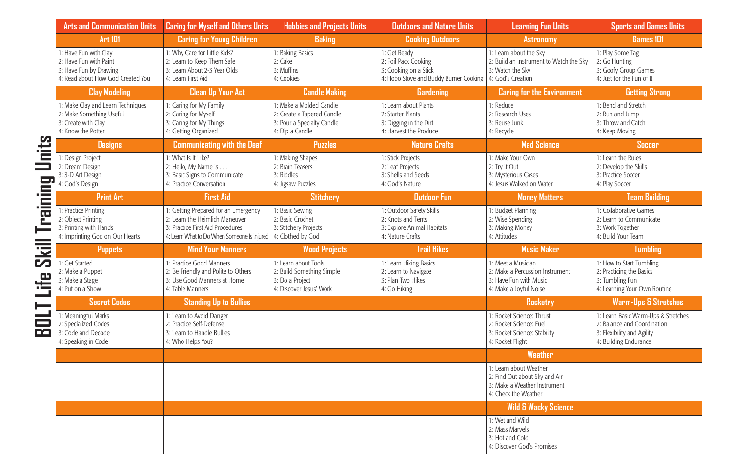# BOLT Life Skill Training Units

| Arts and Communication Units | Caring for Myself and Others Units | Hobbies and Projects Units | Outdoors and Nature Units | Learning Fun Units | Sports and Games Units |
|---|---|---|---|---|---|
| **Art 101** | **Caring for Young Children** | **Baking** | **Cooking Outdoors** | **Astronomy** | **Games 101** |
| 1: Have Fun with Clay<br>2: Have Fun with Paint<br>3: Have Fun by Drawing<br>4: Read about How God Created You | 1: Why Care for Little Kids?<br>2: Learn to Keep Them Safe<br>3: Learn About 2-3 Year Olds<br>4: Learn First Aid | 1: Baking Basics<br>2: Cake<br>3: Muffins<br>4: Cookies | 1: Get Ready<br>2: Foil Pack Cooking<br>3: Cooking on a Stick<br>4: Hobo Stove and Buddy Burner Cooking | 1: Learn about the Sky<br>2: Build an Instrument to Watch the Sky<br>3: Watch the Sky<br>4: God's Creation | 1: Play Some Tag<br>2: Go Hunting<br>3: Goofy Group Games<br>4: Just for the Fun of It |
| **Clay Modeling** | **Clean Up Your Act** | **Candle Making** | **Gardening** | **Caring for the Environment** | **Getting Strong** |
| 1: Make Clay and Learn Techniques<br>2: Make Something Useful<br>3: Create with Clay<br>4: Know the Potter | 1: Caring for My Family<br>2: Caring for Myself<br>3: Caring for My Things<br>4: Getting Organized | 1: Make a Molded Candle<br>2: Create a Tapered Candle<br>3: Pour a Specialty Candle<br>4: Dip a Candle | 1: Learn about Plants<br>2: Starter Plants<br>3: Digging in the Dirt<br>4: Harvest the Produce | 1: Reduce<br>2: Research Uses<br>3: Reuse Junk<br>4: Recycle | 1: Bend and Stretch<br>2: Run and Jump<br>3: Throw and Catch<br>4: Keep Moving |
| **Designs** | **Communicating with the Deaf** | **Puzzles** | **Nature Crafts** | **Mad Science** | **Soccer** |
| 1: Design Project<br>2: Dream Design<br>3: 3-D Art Design<br>4: God's Design | 1: What Is It Like?<br>2: Hello, My Name Is . . .<br>3: Basic Signs to Communicate<br>4: Practice Conversation | 1: Making Shapes<br>2: Brain Teasers<br>3: Riddles<br>4: Jigsaw Puzzles | 1: Stick Projects<br>2: Leaf Projects<br>3: Shells and Seeds<br>4: God's Nature | 1: Make Your Own<br>2: Try It Out<br>3: Mysterious Cases<br>4: Jesus Walked on Water | 1: Learn the Rules<br>2: Develop the Skills<br>3: Practice Soccer<br>4: Play Soccer |
| **Print Art** | **First Aid** | **Stitchery** | **Outdoor Fun** | **Money Matters** | **Team Building** |
| 1: Practice Printing<br>2: Object Printing<br>3: Printing with Hands<br>4: Imprinting God on Our Hearts | 1: Getting Prepared for an Emergency<br>2: Learn the Heimlich Maneuver<br>3: Practice First Aid Procedures<br>4: Learn What to Do When Someone Is Injured | 1: Basic Sewing<br>2: Basic Crochet<br>3: Stitchery Projects<br>4: Clothed by God | 1: Outdoor Safety Skills<br>2: Knots and Tents<br>3: Explore Animal Habitats<br>4: Nature Crafts | 1: Budget Planning<br>2: Wise Spending<br>3: Making Money<br>4: Attitudes | 1: Collaborative Games<br>2: Learn to Communicate<br>3: Work Together<br>4: Build Your Team |
| **Puppets** | **Mind Your Manners** | **Wood Projects** | **Trail Hikes** | **Music Maker** | **Tumbling** |
| 1: Get Started<br>2: Make a Puppet<br>3: Make a Stage<br>4: Put on a Show | 1: Practice Good Manners<br>2: Be Friendly and Polite to Others<br>3: Use Good Manners at Home<br>4: Table Manners | 1: Learn about Tools<br>2: Build Something Simple<br>3: Do a Project<br>4: Discover Jesus' Work | 1: Learn Hiking Basics<br>2: Learn to Navigate<br>3: Plan Two Hikes<br>4: Go Hiking | 1: Meet a Musician<br>2: Make a Percussion Instrument<br>3: Have Fun with Music<br>4: Make a Joyful Noise | 1: How to Start Tumbling<br>2: Practicing the Basics<br>3: Tumbling Fun<br>4: Learning Your Own Routine |
| **Secret Codes** | **Standing Up to Bullies** | | | **Rocketry** | **Warm-Ups & Stretches** |
| 1: Meaningful Marks<br>2: Specialized Codes<br>3: Code and Decode<br>4: Speaking in Code | 1: Learn to Avoid Danger<br>2: Practice Self-Defense<br>3: Learn to Handle Bullies<br>4: Who Helps You? | | | 1: Rocket Science: Thrust<br>2: Rocket Science: Fuel<br>3: Rocket Science: Stability<br>4: Rocket Flight | 1: Learn Basic Warm-Ups & Stretches<br>2: Balance and Coordination<br>3: Flexibility and Agility<br>4: Building Endurance |
| | | | | **Weather** | |
| | | | | 1: Learn about Weather<br>2: Find Out about Sky and Air<br>3: Make a Weather Instrument<br>4: Check the Weather | |
| | | | | **Wild & Wacky Science** | |
| | | | | 1: Wet and Wild<br>2: Mass Marvels<br>3: Hot and Cold<br>4: Discover God's Promises | |